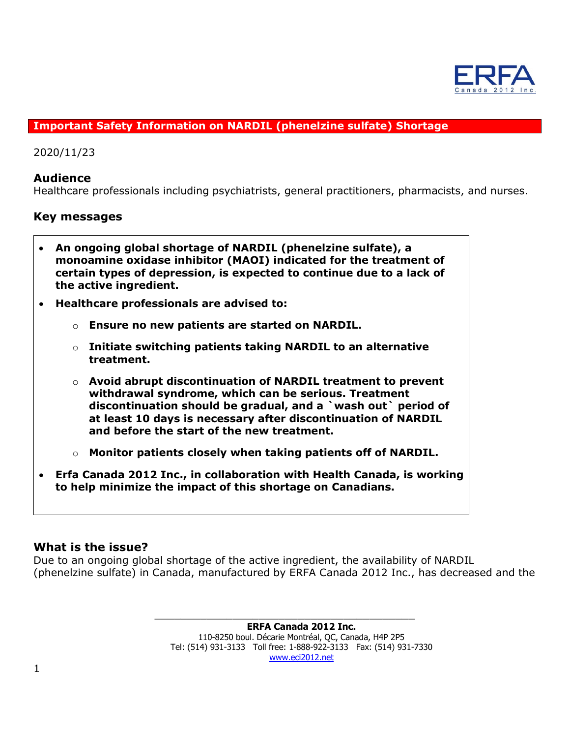## Important Safety Information on NARDIL (phenelzine sulfate) Shortage

2020/11/23

### Audience

Healthcare professionals including psychiatrists, general practitioners, pharmacists, and nurses.

### Key messages

- **An ongoing global shortage of NARDIL (phenelzine sulfate), a monoamine oxidase inhibitor (MAOI) indicated for the treatment of certain types of depression, is expected to continue due to a lack of the active ingredient.**
- **Healthcare professionals are advised to:**
  - **Ensure no new patients are started on NARDIL.**
  - **Initiate switching patients taking NARDIL to an alternative treatment.**
  - **Avoid abrupt discontinuation of NARDIL treatment to prevent withdrawal syndrome, which can be serious. Treatment discontinuation should be gradual, and a `wash out` period of at least 10 days is necessary after discontinuation of NARDIL and before the start of the new treatment.**
  - **Monitor patients closely when taking patients off of NARDIL.**
- **Erfa Canada 2012 Inc., in collaboration with Health Canada, is working to help minimize the impact of this shortage on Canadians.**

### What is the issue?

Due to an ongoing global shortage of the active ingredient, the availability of NARDIL (phenelzine sulfate) in Canada, manufactured by ERFA Canada 2012 Inc., has decreased and the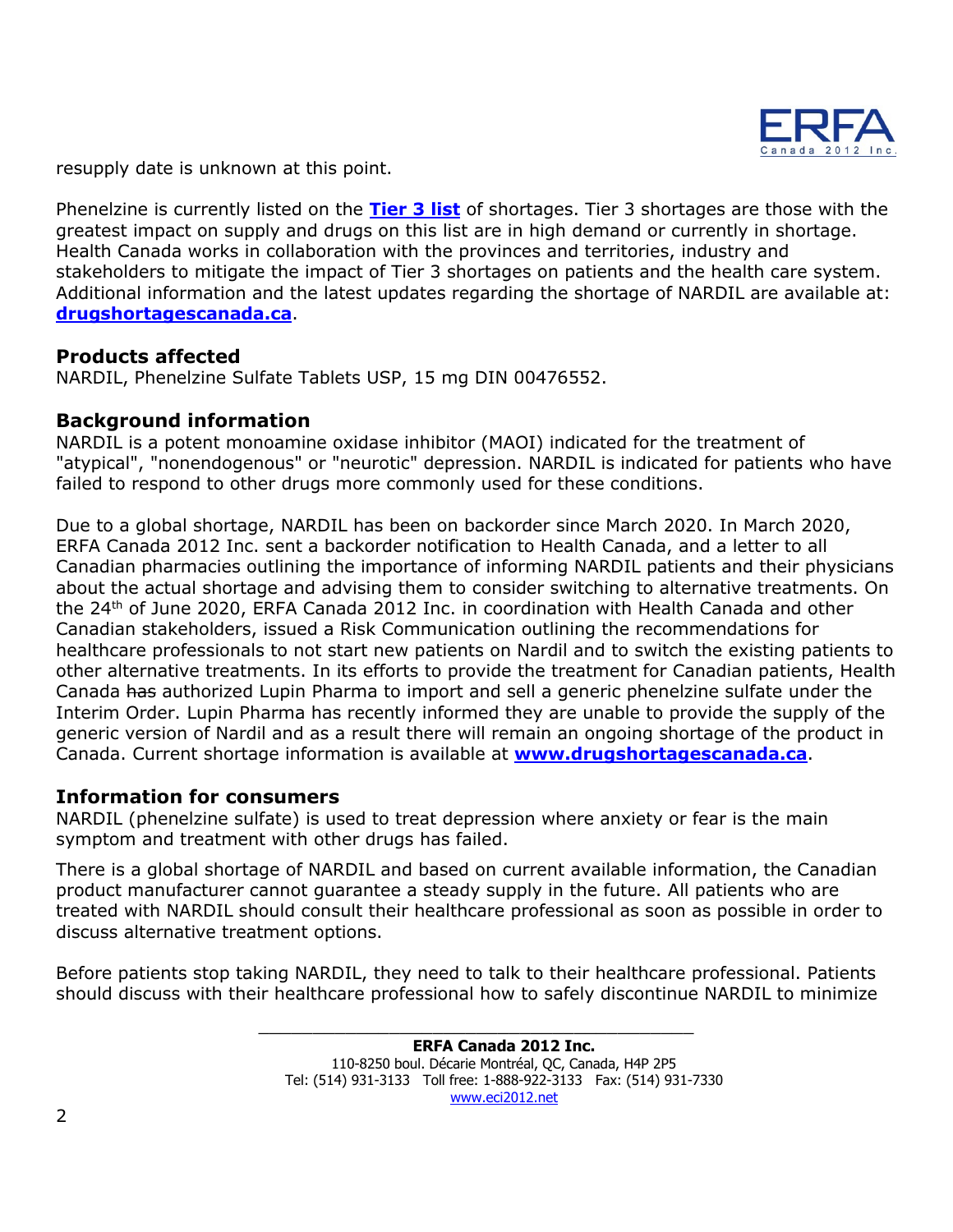resupply date is unknown at this point.

Phenelzine is currently listed on the **[Tier 3 list](Tier 3 list)** of shortages. Tier 3 shortages are those with the greatest impact on supply and drugs on this list are in high demand or currently in shortage. Health Canada works in collaboration with the provinces and territories, industry and stakeholders to mitigate the impact of Tier 3 shortages on patients and the health care system. Additional information and the latest updates regarding the shortage of NARDIL are available at: **drugshortagescanada.ca**.

## Products affected

NARDIL, Phenelzine Sulfate Tablets USP, 15 mg DIN 00476552.

## Background information

NARDIL is a potent monoamine oxidase inhibitor (MAOI) indicated for the treatment of "atypical", "nonendogenous" or "neurotic" depression. NARDIL is indicated for patients who have failed to respond to other drugs more commonly used for these conditions.

Due to a global shortage, NARDIL has been on backorder since March 2020. In March 2020, ERFA Canada 2012 Inc. sent a backorder notification to Health Canada, and a letter to all Canadian pharmacies outlining the importance of informing NARDIL patients and their physicians about the actual shortage and advising them to consider switching to alternative treatments. On the 24th of June 2020, ERFA Canada 2012 Inc. in coordination with Health Canada and other Canadian stakeholders, issued a Risk Communication outlining the recommendations for healthcare professionals to not start new patients on Nardil and to switch the existing patients to other alternative treatments. In its efforts to provide the treatment for Canadian patients, Health Canada ~~has~~ authorized Lupin Pharma to import and sell a generic phenelzine sulfate under the Interim Order. Lupin Pharma has recently informed they are unable to provide the supply of the generic version of Nardil and as a result there will remain an ongoing shortage of the product in Canada. Current shortage information is available at **www.drugshortagescanada.ca**.

## Information for consumers

NARDIL (phenelzine sulfate) is used to treat depression where anxiety or fear is the main symptom and treatment with other drugs has failed.

There is a global shortage of NARDIL and based on current available information, the Canadian product manufacturer cannot guarantee a steady supply in the future. All patients who are treated with NARDIL should consult their healthcare professional as soon as possible in order to discuss alternative treatment options.

Before patients stop taking NARDIL, they need to talk to their healthcare professional. Patients should discuss with their healthcare professional how to safely discontinue NARDIL to minimize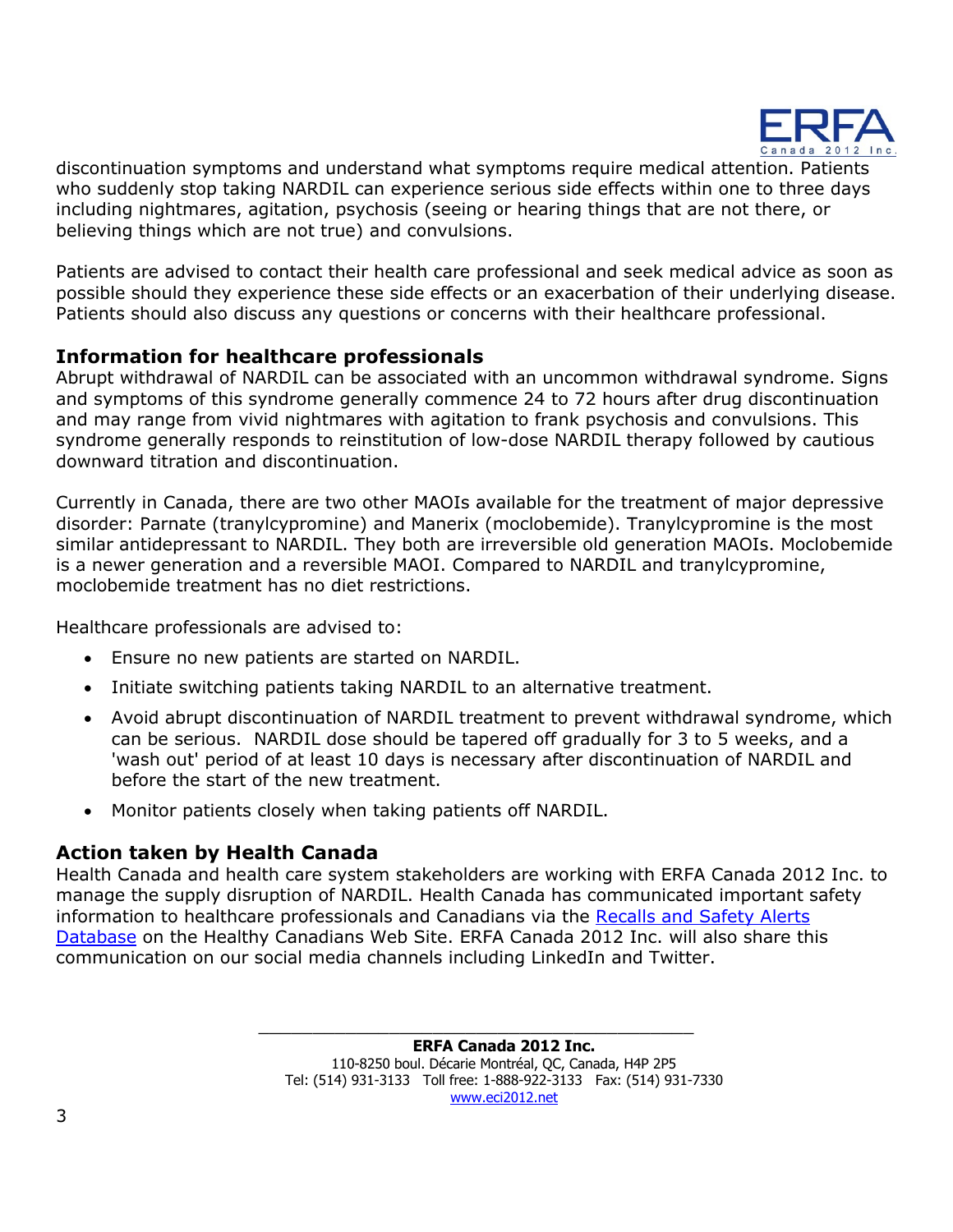discontinuation symptoms and understand what symptoms require medical attention. Patients who suddenly stop taking NARDIL can experience serious side effects within one to three days including nightmares, agitation, psychosis (seeing or hearing things that are not there, or believing things which are not true) and convulsions.

Patients are advised to contact their health care professional and seek medical advice as soon as possible should they experience these side effects or an exacerbation of their underlying disease. Patients should also discuss any questions or concerns with their healthcare professional.

## Information for healthcare professionals

Abrupt withdrawal of NARDIL can be associated with an uncommon withdrawal syndrome. Signs and symptoms of this syndrome generally commence 24 to 72 hours after drug discontinuation and may range from vivid nightmares with agitation to frank psychosis and convulsions. This syndrome generally responds to reinstitution of low-dose NARDIL therapy followed by cautious downward titration and discontinuation.

Currently in Canada, there are two other MAOIs available for the treatment of major depressive disorder: Parnate (tranylcypromine) and Manerix (moclobemide). Tranylcypromine is the most similar antidepressant to NARDIL. They both are irreversible old generation MAOIs. Moclobemide is a newer generation and a reversible MAOI. Compared to NARDIL and tranylcypromine, moclobemide treatment has no diet restrictions.

Healthcare professionals are advised to:

- Ensure no new patients are started on NARDIL.
- Initiate switching patients taking NARDIL to an alternative treatment.
- Avoid abrupt discontinuation of NARDIL treatment to prevent withdrawal syndrome, which can be serious. NARDIL dose should be tapered off gradually for 3 to 5 weeks, and a 'wash out' period of at least 10 days is necessary after discontinuation of NARDIL and before the start of the new treatment.
- Monitor patients closely when taking patients off NARDIL.

## Action taken by Health Canada

Health Canada and health care system stakeholders are working with ERFA Canada 2012 Inc. to manage the supply disruption of NARDIL. Health Canada has communicated important safety information to healthcare professionals and Canadians via the [Recalls and Safety Alerts Database]() on the Healthy Canadians Web Site. ERFA Canada 2012 Inc. will also share this communication on our social media channels including LinkedIn and Twitter.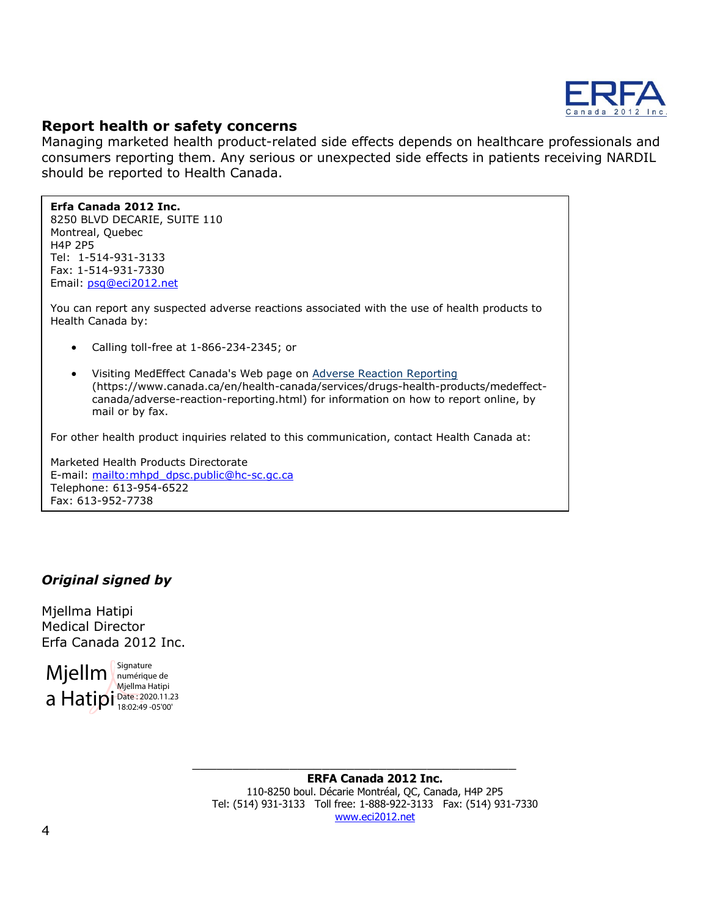## Report health or safety concerns

Managing marketed health product-related side effects depends on healthcare professionals and consumers reporting them. Any serious or unexpected side effects in patients receiving NARDIL should be reported to Health Canada.

**Erfa Canada 2012 Inc.**
8250 BLVD DECARIE, SUITE 110
Montreal, Quebec
H4P 2P5
Tel: 1-514-931-3133
Fax: 1-514-931-7330
Email: psq@eci2012.net

You can report any suspected adverse reactions associated with the use of health products to Health Canada by:

- Calling toll-free at 1-866-234-2345; or
- Visiting MedEffect Canada's Web page on Adverse Reaction Reporting (https://www.canada.ca/en/health-canada/services/drugs-health-products/medeffect-canada/adverse-reaction-reporting.html) for information on how to report online, by mail or by fax.

For other health product inquiries related to this communication, contact Health Canada at:

Marketed Health Products Directorate
E-mail: mailto:mhpd_dpsc.public@hc-sc.gc.ca
Telephone: 613-954-6522
Fax: 613-952-7738

***Original signed by***

Mjellma Hatipi
Medical Director
Erfa Canada 2012 Inc.

Mjellma Hatipi
Signature numérique de Mjellma Hatipi
Date : 2020.11.23 18:02:49 -05'00'

**ERFA Canada 2012 Inc.**
110-8250 boul. Décarie Montréal, QC, Canada, H4P 2P5
Tel: (514) 931-3133 Toll free: 1-888-922-3133 Fax: (514) 931-7330
www.eci2012.net